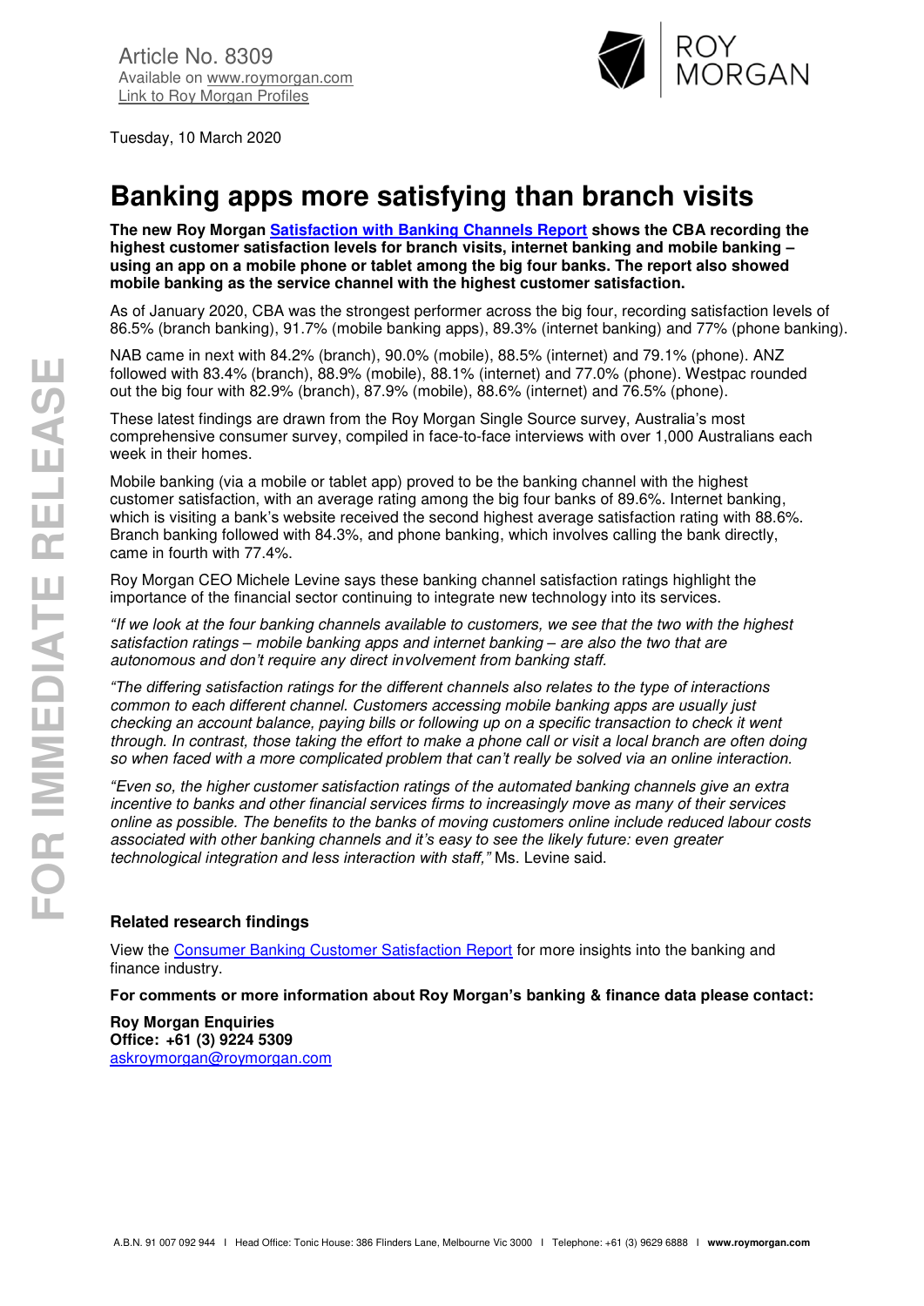Article No. 8309
Available on www.roymorgan.com
Link to Roy Morgan Profiles

Tuesday, 10 March 2020

# Banking apps more satisfying than branch visits

**The new Roy Morgan Satisfaction with Banking Channels Report shows the CBA recording the highest customer satisfaction levels for branch visits, internet banking and mobile banking – using an app on a mobile phone or tablet among the big four banks. The report also showed mobile banking as the service channel with the highest customer satisfaction.**

As of January 2020, CBA was the strongest performer across the big four, recording satisfaction levels of 86.5% (branch banking), 91.7% (mobile banking apps), 89.3% (internet banking) and 77% (phone banking).

NAB came in next with 84.2% (branch), 90.0% (mobile), 88.5% (internet) and 79.1% (phone). ANZ followed with 83.4% (branch), 88.9% (mobile), 88.1% (internet) and 77.0% (phone). Westpac rounded out the big four with 82.9% (branch), 87.9% (mobile), 88.6% (internet) and 76.5% (phone).

These latest findings are drawn from the Roy Morgan Single Source survey, Australia's most comprehensive consumer survey, compiled in face-to-face interviews with over 1,000 Australians each week in their homes.

Mobile banking (via a mobile or tablet app) proved to be the banking channel with the highest customer satisfaction, with an average rating among the big four banks of 89.6%. Internet banking, which is visiting a bank's website received the second highest average satisfaction rating with 88.6%. Branch banking followed with 84.3%, and phone banking, which involves calling the bank directly, came in fourth with 77.4%.

Roy Morgan CEO Michele Levine says these banking channel satisfaction ratings highlight the importance of the financial sector continuing to integrate new technology into its services.

*"If we look at the four banking channels available to customers, we see that the two with the highest satisfaction ratings – mobile banking apps and internet banking – are also the two that are autonomous and don't require any direct involvement from banking staff.*

*"The differing satisfaction ratings for the different channels also relates to the type of interactions common to each different channel. Customers accessing mobile banking apps are usually just checking an account balance, paying bills or following up on a specific transaction to check it went through. In contrast, those taking the effort to make a phone call or visit a local branch are often doing so when faced with a more complicated problem that can't really be solved via an online interaction.*

*"Even so, the higher customer satisfaction ratings of the automated banking channels give an extra incentive to banks and other financial services firms to increasingly move as many of their services online as possible. The benefits to the banks of moving customers online include reduced labour costs associated with other banking channels and it's easy to see the likely future: even greater technological integration and less interaction with staff,"* Ms. Levine said.

### Related research findings

View the Consumer Banking Customer Satisfaction Report for more insights into the banking and finance industry.

**For comments or more information about Roy Morgan's banking & finance data please contact:**

**Roy Morgan Enquiries**
**Office: +61 (3) 9224 5309**
askroymorgan@roymorgan.com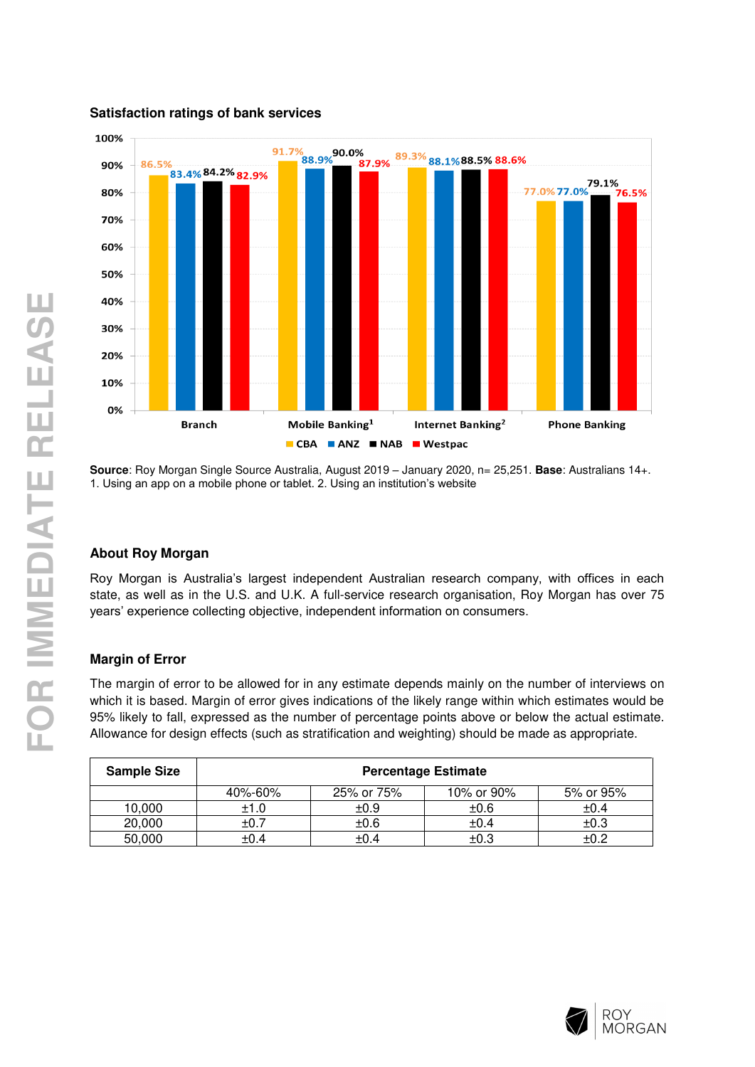### Satisfaction ratings of bank services

100%
90%
80%
70%
60%
50%
40%
30%
20%
10%
0%

Branch: 86.5% 83.4% 84.2% 82.9%

Mobile Banking[1]: 91.7% 88.9% 90.0% 87.9%

Internet Banking[2]: 89.3% 88.1% 88.5% 88.6%

Phone Banking: 77.0% 77.0% 79.1% 76.5%

CBA ANZ NAB Westpac

**Source**: Roy Morgan Single Source Australia, August 2019 – January 2020, n= 25,251. **Base**: Australians 14+.
1. Using an app on a mobile phone or tablet. 2. Using an institution's website

## About Roy Morgan

Roy Morgan is Australia's largest independent Australian research company, with offices in each state, as well as in the U.S. and U.K. A full-service research organisation, Roy Morgan has over 75 years' experience collecting objective, independent information on consumers.

## Margin of Error

The margin of error to be allowed for in any estimate depends mainly on the number of interviews on which it is based. Margin of error gives indications of the likely range within which estimates would be 95% likely to fall, expressed as the number of percentage points above or below the actual estimate. Allowance for design effects (such as stratification and weighting) should be made as appropriate.

| Sample Size | Percentage Estimate | | | |
|---|---|---|---|---|
| | 40%-60% | 25% or 75% | 10% or 90% | 5% or 95% |
| 10,000 | ±1.0 | ±0.9 | ±0.6 | ±0.4 |
| 20,000 | ±0.7 | ±0.6 | ±0.4 | ±0.3 |
| 50,000 | ±0.4 | ±0.4 | ±0.3 | ±0.2 |